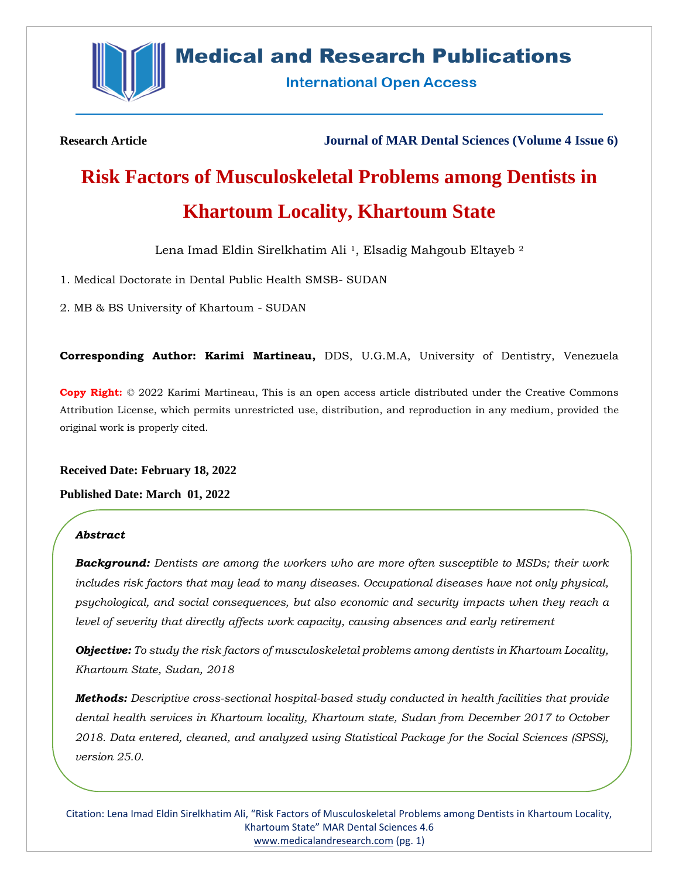**Research Article** **Journal of MAR Dental Sciences (Volume 4 Issue 6)**

# Risk Factors of Musculoskeletal Problems among Dentists in Khartoum Locality, Khartoum State

Lena Imad Eldin Sirelkhatim Ali [1], Elsadig Mahgoub Eltayeb [2]

1. Medical Doctorate in Dental Public Health SMSB- SUDAN

2. MB & BS University of Khartoum - SUDAN

**Corresponding Author: Karimi Martineau,** DDS, U.G.M.A, University of Dentistry, Venezuela

**Copy Right:** © 2022 Karimi Martineau, This is an open access article distributed under the Creative Commons Attribution License, which permits unrestricted use, distribution, and reproduction in any medium, provided the original work is properly cited.

**Received Date: February 18, 2022**

**Published Date: March 01, 2022**

***Abstract***

***Background:*** *Dentists are among the workers who are more often susceptible to MSDs; their work includes risk factors that may lead to many diseases. Occupational diseases have not only physical, psychological, and social consequences, but also economic and security impacts when they reach a level of severity that directly affects work capacity, causing absences and early retirement*

***Objective:*** *To study the risk factors of musculoskeletal problems among dentists in Khartoum Locality, Khartoum State, Sudan, 2018*

***Methods:*** *Descriptive cross-sectional hospital-based study conducted in health facilities that provide dental health services in Khartoum locality, Khartoum state, Sudan from December 2017 to October 2018. Data entered, cleaned, and analyzed using Statistical Package for the Social Sciences (SPSS), version 25.0.*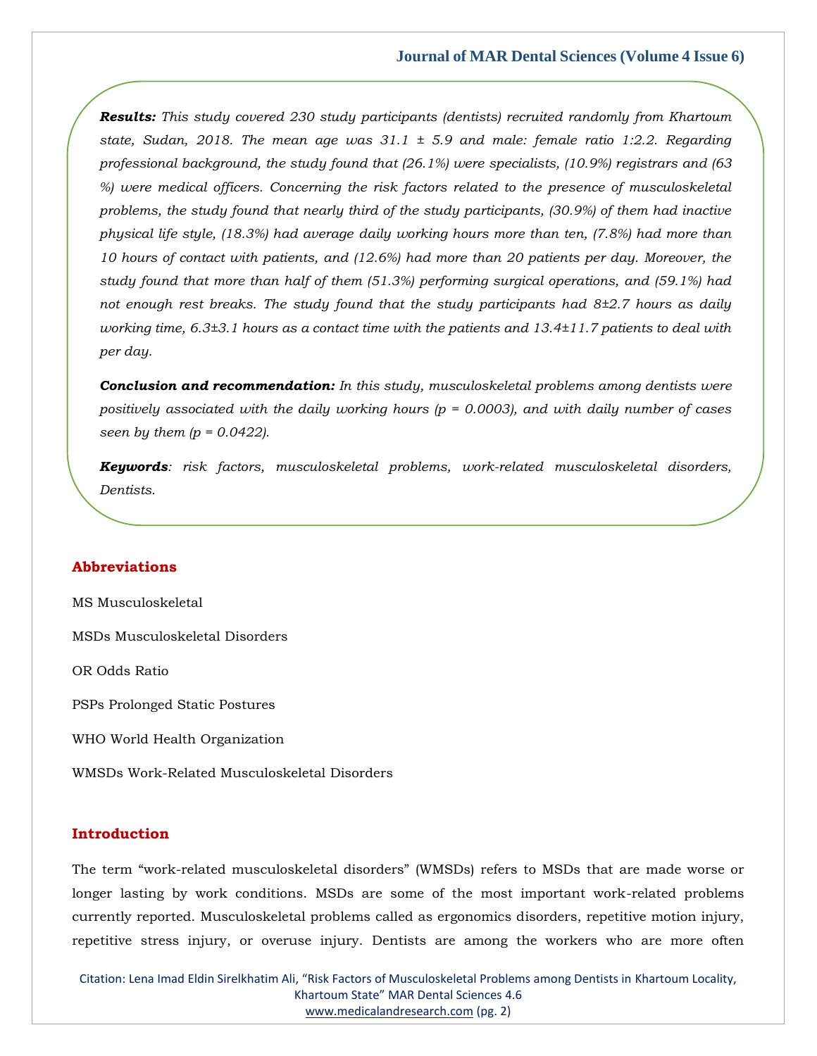***Results:*** *This study covered 230 study participants (dentists) recruited randomly from Khartoum state, Sudan, 2018. The mean age was 31.1 ± 5.9 and male: female ratio 1:2.2. Regarding professional background, the study found that (26.1%) were specialists, (10.9%) registrars and (63 %) were medical officers. Concerning the risk factors related to the presence of musculoskeletal problems, the study found that nearly third of the study participants, (30.9%) of them had inactive physical life style, (18.3%) had average daily working hours more than ten, (7.8%) had more than 10 hours of contact with patients, and (12.6%) had more than 20 patients per day. Moreover, the study found that more than half of them (51.3%) performing surgical operations, and (59.1%) had not enough rest breaks. The study found that the study participants had 8±2.7 hours as daily working time, 6.3±3.1 hours as a contact time with the patients and 13.4±11.7 patients to deal with per day.*

***Conclusion and recommendation:*** *In this study, musculoskeletal problems among dentists were positively associated with the daily working hours (p = 0.0003), and with daily number of cases seen by them (p = 0.0422).*

***Keywords****: risk factors, musculoskeletal problems, work-related musculoskeletal disorders, Dentists.*

## Abbreviations

MS Musculoskeletal

MSDs Musculoskeletal Disorders

OR Odds Ratio

PSPs Prolonged Static Postures

WHO World Health Organization

WMSDs Work-Related Musculoskeletal Disorders

## Introduction

The term “work-related musculoskeletal disorders” (WMSDs) refers to MSDs that are made worse or longer lasting by work conditions. MSDs are some of the most important work-related problems currently reported. Musculoskeletal problems called as ergonomics disorders, repetitive motion injury, repetitive stress injury, or overuse injury. Dentists are among the workers who are more often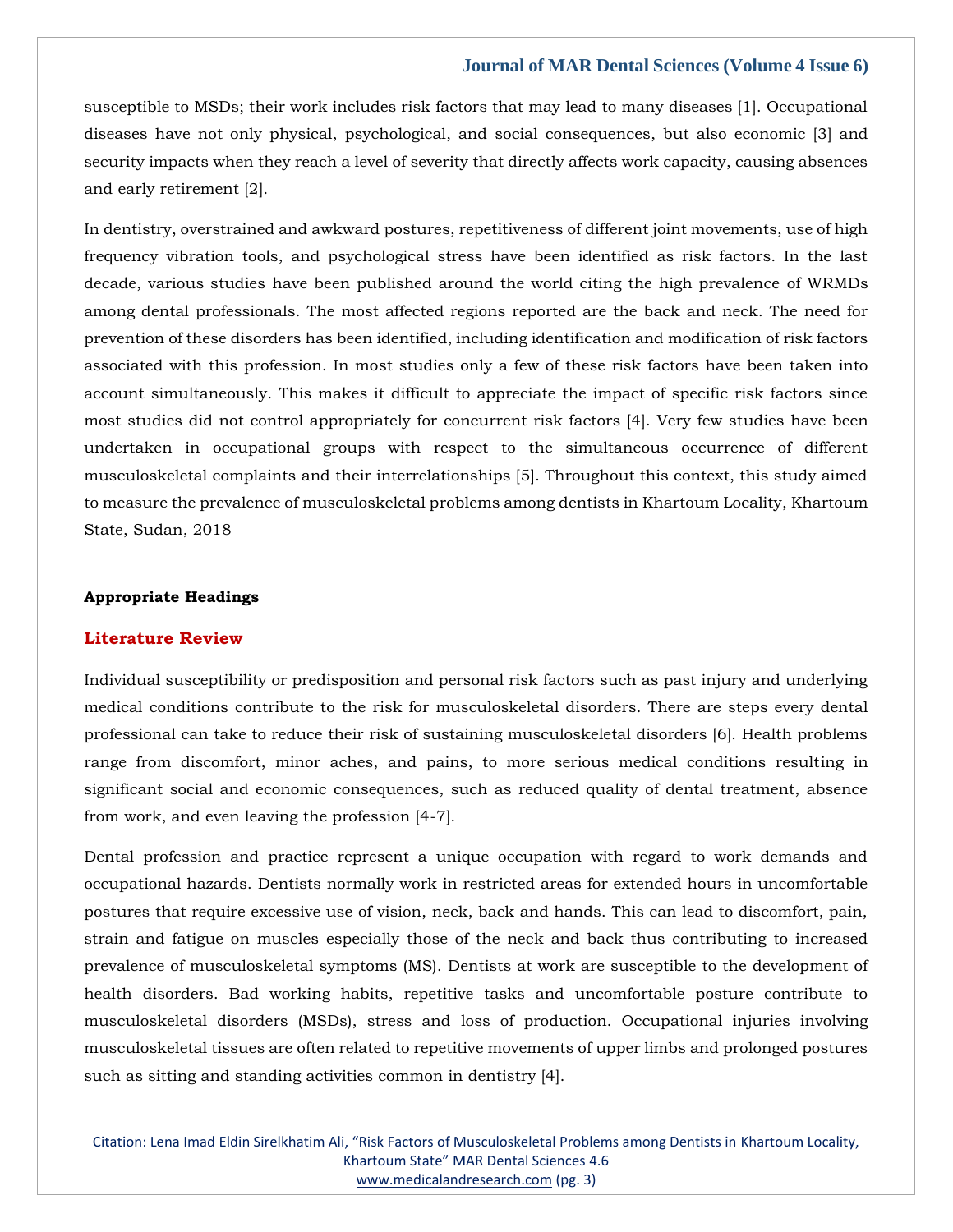susceptible to MSDs; their work includes risk factors that may lead to many diseases [1]. Occupational diseases have not only physical, psychological, and social consequences, but also economic [3] and security impacts when they reach a level of severity that directly affects work capacity, causing absences and early retirement [2].

In dentistry, overstrained and awkward postures, repetitiveness of different joint movements, use of high frequency vibration tools, and psychological stress have been identified as risk factors. In the last decade, various studies have been published around the world citing the high prevalence of WRMDs among dental professionals. The most affected regions reported are the back and neck. The need for prevention of these disorders has been identified, including identification and modification of risk factors associated with this profession. In most studies only a few of these risk factors have been taken into account simultaneously. This makes it difficult to appreciate the impact of specific risk factors since most studies did not control appropriately for concurrent risk factors [4]. Very few studies have been undertaken in occupational groups with respect to the simultaneous occurrence of different musculoskeletal complaints and their interrelationships [5]. Throughout this context, this study aimed to measure the prevalence of musculoskeletal problems among dentists in Khartoum Locality, Khartoum State, Sudan, 2018

**Appropriate Headings**

## Literature Review

Individual susceptibility or predisposition and personal risk factors such as past injury and underlying medical conditions contribute to the risk for musculoskeletal disorders. There are steps every dental professional can take to reduce their risk of sustaining musculoskeletal disorders [6]. Health problems range from discomfort, minor aches, and pains, to more serious medical conditions resulting in significant social and economic consequences, such as reduced quality of dental treatment, absence from work, and even leaving the profession [4-7].

Dental profession and practice represent a unique occupation with regard to work demands and occupational hazards. Dentists normally work in restricted areas for extended hours in uncomfortable postures that require excessive use of vision, neck, back and hands. This can lead to discomfort, pain, strain and fatigue on muscles especially those of the neck and back thus contributing to increased prevalence of musculoskeletal symptoms (MS). Dentists at work are susceptible to the development of health disorders. Bad working habits, repetitive tasks and uncomfortable posture contribute to musculoskeletal disorders (MSDs), stress and loss of production. Occupational injuries involving musculoskeletal tissues are often related to repetitive movements of upper limbs and prolonged postures such as sitting and standing activities common in dentistry [4].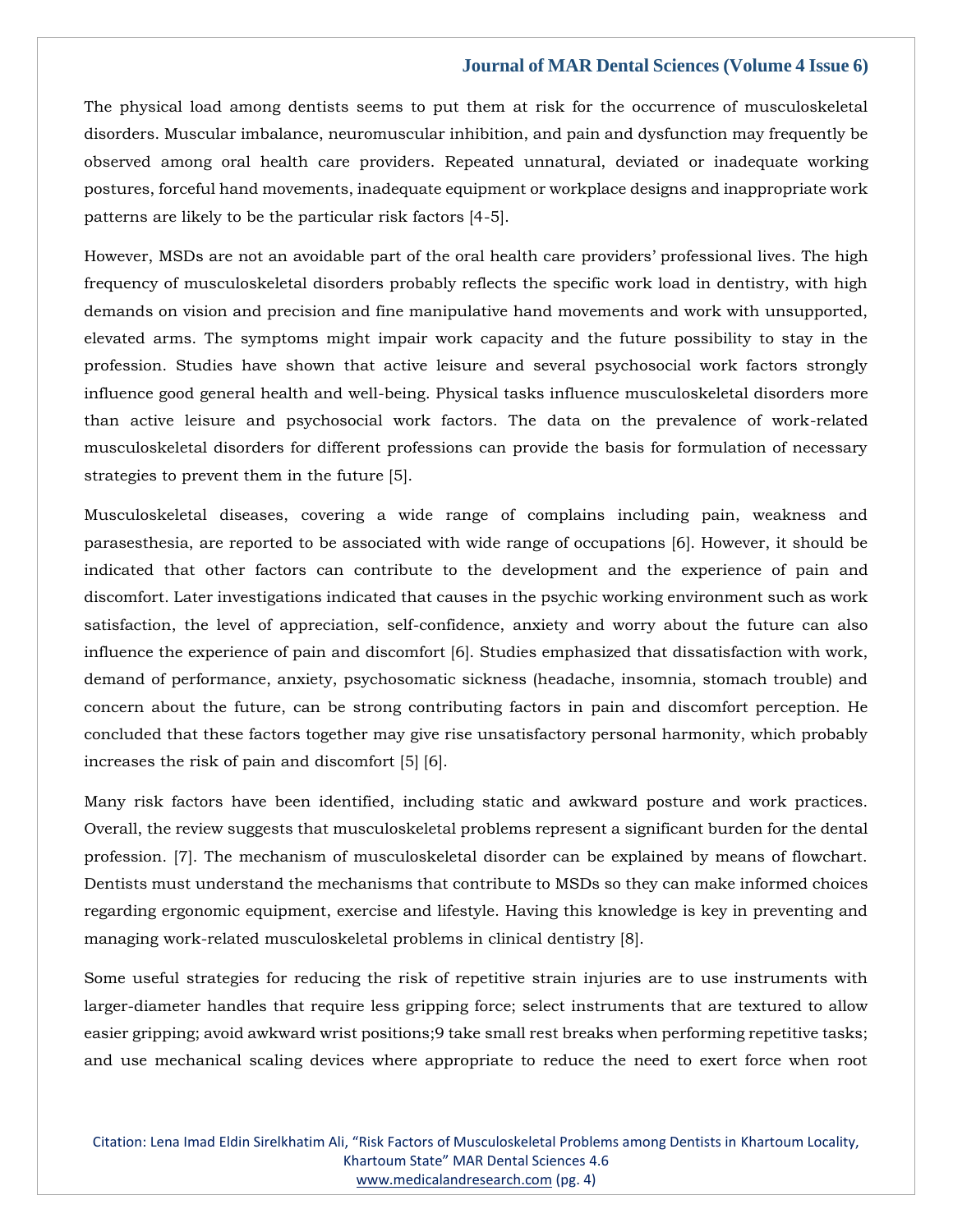The physical load among dentists seems to put them at risk for the occurrence of musculoskeletal disorders. Muscular imbalance, neuromuscular inhibition, and pain and dysfunction may frequently be observed among oral health care providers. Repeated unnatural, deviated or inadequate working postures, forceful hand movements, inadequate equipment or workplace designs and inappropriate work patterns are likely to be the particular risk factors [4-5].

However, MSDs are not an avoidable part of the oral health care providers' professional lives. The high frequency of musculoskeletal disorders probably reflects the specific work load in dentistry, with high demands on vision and precision and fine manipulative hand movements and work with unsupported, elevated arms. The symptoms might impair work capacity and the future possibility to stay in the profession. Studies have shown that active leisure and several psychosocial work factors strongly influence good general health and well-being. Physical tasks influence musculoskeletal disorders more than active leisure and psychosocial work factors. The data on the prevalence of work-related musculoskeletal disorders for different professions can provide the basis for formulation of necessary strategies to prevent them in the future [5].

Musculoskeletal diseases, covering a wide range of complains including pain, weakness and parasesthesia, are reported to be associated with wide range of occupations [6]. However, it should be indicated that other factors can contribute to the development and the experience of pain and discomfort. Later investigations indicated that causes in the psychic working environment such as work satisfaction, the level of appreciation, self-confidence, anxiety and worry about the future can also influence the experience of pain and discomfort [6]. Studies emphasized that dissatisfaction with work, demand of performance, anxiety, psychosomatic sickness (headache, insomnia, stomach trouble) and concern about the future, can be strong contributing factors in pain and discomfort perception. He concluded that these factors together may give rise unsatisfactory personal harmony, which probably increases the risk of pain and discomfort [5] [6].

Many risk factors have been identified, including static and awkward posture and work practices. Overall, the review suggests that musculoskeletal problems represent a significant burden for the dental profession. [7]. The mechanism of musculoskeletal disorder can be explained by means of flowchart. Dentists must understand the mechanisms that contribute to MSDs so they can make informed choices regarding ergonomic equipment, exercise and lifestyle. Having this knowledge is key in preventing and managing work-related musculoskeletal problems in clinical dentistry [8].

Some useful strategies for reducing the risk of repetitive strain injuries are to use instruments with larger-diameter handles that require less gripping force; select instruments that are textured to allow easier gripping; avoid awkward wrist positions;9 take small rest breaks when performing repetitive tasks; and use mechanical scaling devices where appropriate to reduce the need to exert force when root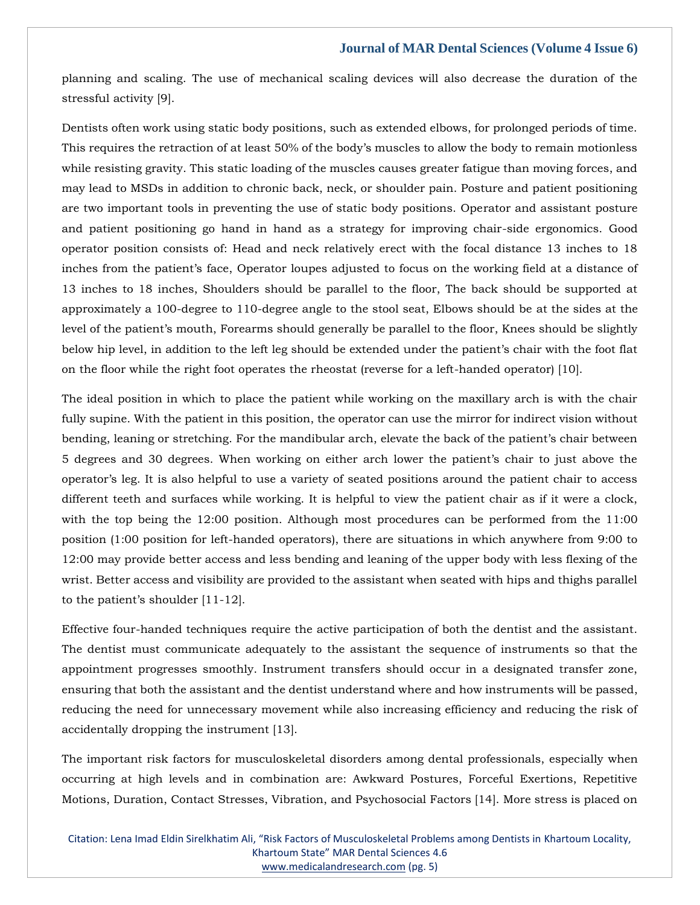planning and scaling. The use of mechanical scaling devices will also decrease the duration of the stressful activity [9].

Dentists often work using static body positions, such as extended elbows, for prolonged periods of time. This requires the retraction of at least 50% of the body's muscles to allow the body to remain motionless while resisting gravity. This static loading of the muscles causes greater fatigue than moving forces, and may lead to MSDs in addition to chronic back, neck, or shoulder pain. Posture and patient positioning are two important tools in preventing the use of static body positions. Operator and assistant posture and patient positioning go hand in hand as a strategy for improving chair-side ergonomics. Good operator position consists of: Head and neck relatively erect with the focal distance 13 inches to 18 inches from the patient's face, Operator loupes adjusted to focus on the working field at a distance of 13 inches to 18 inches, Shoulders should be parallel to the floor, The back should be supported at approximately a 100-degree to 110-degree angle to the stool seat, Elbows should be at the sides at the level of the patient's mouth, Forearms should generally be parallel to the floor, Knees should be slightly below hip level, in addition to the left leg should be extended under the patient's chair with the foot flat on the floor while the right foot operates the rheostat (reverse for a left-handed operator) [10].

The ideal position in which to place the patient while working on the maxillary arch is with the chair fully supine. With the patient in this position, the operator can use the mirror for indirect vision without bending, leaning or stretching. For the mandibular arch, elevate the back of the patient's chair between 5 degrees and 30 degrees. When working on either arch lower the patient's chair to just above the operator's leg. It is also helpful to use a variety of seated positions around the patient chair to access different teeth and surfaces while working. It is helpful to view the patient chair as if it were a clock, with the top being the 12:00 position. Although most procedures can be performed from the 11:00 position (1:00 position for left-handed operators), there are situations in which anywhere from 9:00 to 12:00 may provide better access and less bending and leaning of the upper body with less flexing of the wrist. Better access and visibility are provided to the assistant when seated with hips and thighs parallel to the patient's shoulder [11-12].

Effective four-handed techniques require the active participation of both the dentist and the assistant. The dentist must communicate adequately to the assistant the sequence of instruments so that the appointment progresses smoothly. Instrument transfers should occur in a designated transfer zone, ensuring that both the assistant and the dentist understand where and how instruments will be passed, reducing the need for unnecessary movement while also increasing efficiency and reducing the risk of accidentally dropping the instrument [13].

The important risk factors for musculoskeletal disorders among dental professionals, especially when occurring at high levels and in combination are: Awkward Postures, Forceful Exertions, Repetitive Motions, Duration, Contact Stresses, Vibration, and Psychosocial Factors [14]. More stress is placed on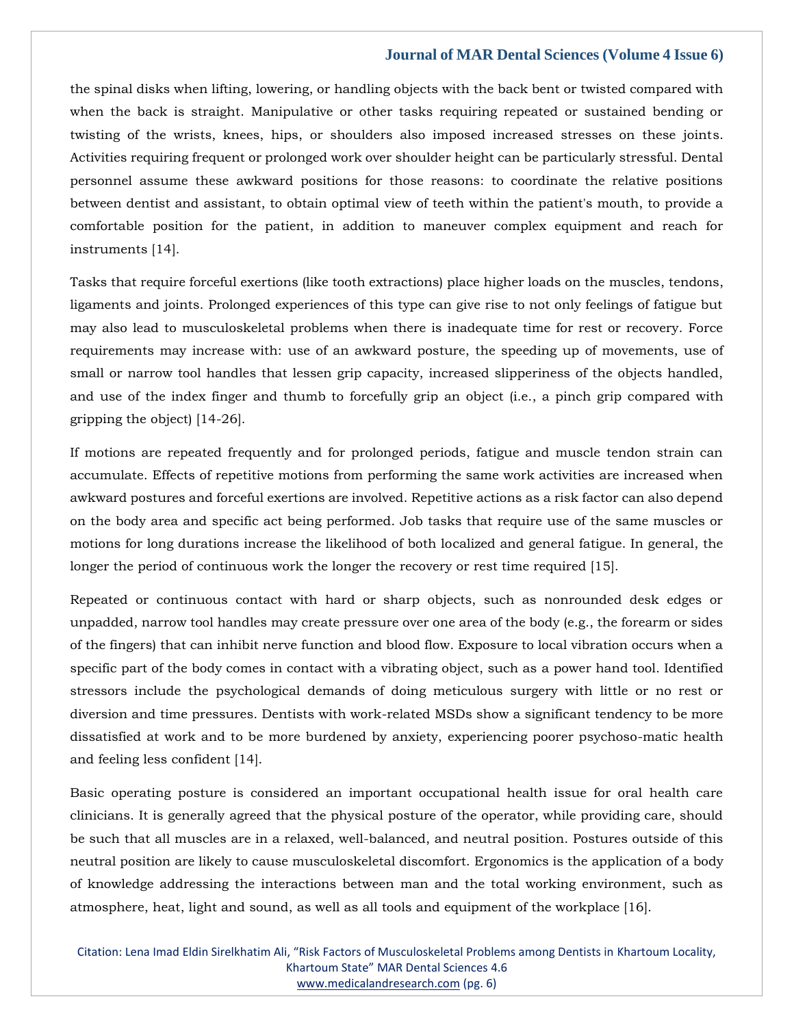the spinal disks when lifting, lowering, or handling objects with the back bent or twisted compared with when the back is straight. Manipulative or other tasks requiring repeated or sustained bending or twisting of the wrists, knees, hips, or shoulders also imposed increased stresses on these joints. Activities requiring frequent or prolonged work over shoulder height can be particularly stressful. Dental personnel assume these awkward positions for those reasons: to coordinate the relative positions between dentist and assistant, to obtain optimal view of teeth within the patient's mouth, to provide a comfortable position for the patient, in addition to maneuver complex equipment and reach for instruments [14].

Tasks that require forceful exertions (like tooth extractions) place higher loads on the muscles, tendons, ligaments and joints. Prolonged experiences of this type can give rise to not only feelings of fatigue but may also lead to musculoskeletal problems when there is inadequate time for rest or recovery. Force requirements may increase with: use of an awkward posture, the speeding up of movements, use of small or narrow tool handles that lessen grip capacity, increased slipperiness of the objects handled, and use of the index finger and thumb to forcefully grip an object (i.e., a pinch grip compared with gripping the object) [14-26].

If motions are repeated frequently and for prolonged periods, fatigue and muscle tendon strain can accumulate. Effects of repetitive motions from performing the same work activities are increased when awkward postures and forceful exertions are involved. Repetitive actions as a risk factor can also depend on the body area and specific act being performed. Job tasks that require use of the same muscles or motions for long durations increase the likelihood of both localized and general fatigue. In general, the longer the period of continuous work the longer the recovery or rest time required [15].

Repeated or continuous contact with hard or sharp objects, such as nonrounded desk edges or unpadded, narrow tool handles may create pressure over one area of the body (e.g., the forearm or sides of the fingers) that can inhibit nerve function and blood flow. Exposure to local vibration occurs when a specific part of the body comes in contact with a vibrating object, such as a power hand tool. Identified stressors include the psychological demands of doing meticulous surgery with little or no rest or diversion and time pressures. Dentists with work-related MSDs show a significant tendency to be more dissatisfied at work and to be more burdened by anxiety, experiencing poorer psychoso-matic health and feeling less confident [14].

Basic operating posture is considered an important occupational health issue for oral health care clinicians. It is generally agreed that the physical posture of the operator, while providing care, should be such that all muscles are in a relaxed, well-balanced, and neutral position. Postures outside of this neutral position are likely to cause musculoskeletal discomfort. Ergonomics is the application of a body of knowledge addressing the interactions between man and the total working environment, such as atmosphere, heat, light and sound, as well as all tools and equipment of the workplace [16].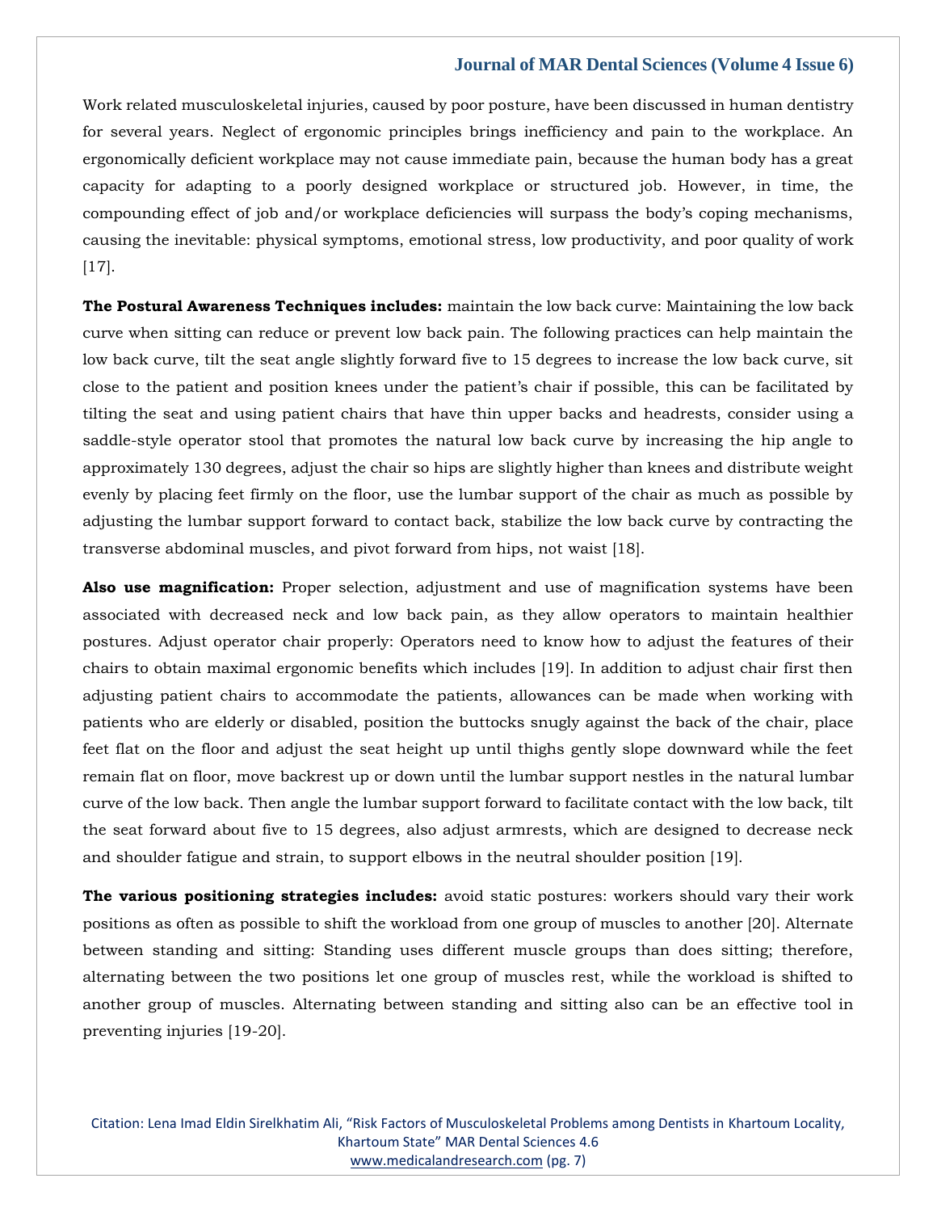Work related musculoskeletal injuries, caused by poor posture, have been discussed in human dentistry for several years. Neglect of ergonomic principles brings inefficiency and pain to the workplace. An ergonomically deficient workplace may not cause immediate pain, because the human body has a great capacity for adapting to a poorly designed workplace or structured job. However, in time, the compounding effect of job and/or workplace deficiencies will surpass the body's coping mechanisms, causing the inevitable: physical symptoms, emotional stress, low productivity, and poor quality of work [17].

**The Postural Awareness Techniques includes:** maintain the low back curve: Maintaining the low back curve when sitting can reduce or prevent low back pain. The following practices can help maintain the low back curve, tilt the seat angle slightly forward five to 15 degrees to increase the low back curve, sit close to the patient and position knees under the patient's chair if possible, this can be facilitated by tilting the seat and using patient chairs that have thin upper backs and headrests, consider using a saddle-style operator stool that promotes the natural low back curve by increasing the hip angle to approximately 130 degrees, adjust the chair so hips are slightly higher than knees and distribute weight evenly by placing feet firmly on the floor, use the lumbar support of the chair as much as possible by adjusting the lumbar support forward to contact back, stabilize the low back curve by contracting the transverse abdominal muscles, and pivot forward from hips, not waist [18].

**Also use magnification:** Proper selection, adjustment and use of magnification systems have been associated with decreased neck and low back pain, as they allow operators to maintain healthier postures. Adjust operator chair properly: Operators need to know how to adjust the features of their chairs to obtain maximal ergonomic benefits which includes [19]. In addition to adjust chair first then adjusting patient chairs to accommodate the patients, allowances can be made when working with patients who are elderly or disabled, position the buttocks snugly against the back of the chair, place feet flat on the floor and adjust the seat height up until thighs gently slope downward while the feet remain flat on floor, move backrest up or down until the lumbar support nestles in the natural lumbar curve of the low back. Then angle the lumbar support forward to facilitate contact with the low back, tilt the seat forward about five to 15 degrees, also adjust armrests, which are designed to decrease neck and shoulder fatigue and strain, to support elbows in the neutral shoulder position [19].

**The various positioning strategies includes:** avoid static postures: workers should vary their work positions as often as possible to shift the workload from one group of muscles to another [20]. Alternate between standing and sitting: Standing uses different muscle groups than does sitting; therefore, alternating between the two positions let one group of muscles rest, while the workload is shifted to another group of muscles. Alternating between standing and sitting also can be an effective tool in preventing injuries [19-20].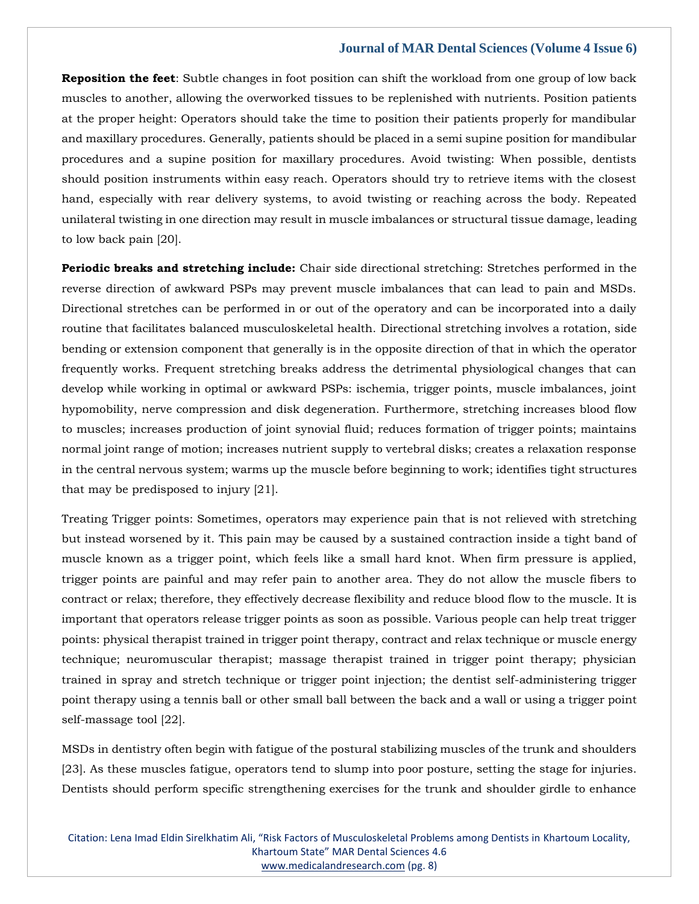**Reposition the feet**: Subtle changes in foot position can shift the workload from one group of low back muscles to another, allowing the overworked tissues to be replenished with nutrients. Position patients at the proper height: Operators should take the time to position their patients properly for mandibular and maxillary procedures. Generally, patients should be placed in a semi supine position for mandibular procedures and a supine position for maxillary procedures. Avoid twisting: When possible, dentists should position instruments within easy reach. Operators should try to retrieve items with the closest hand, especially with rear delivery systems, to avoid twisting or reaching across the body. Repeated unilateral twisting in one direction may result in muscle imbalances or structural tissue damage, leading to low back pain [20].

**Periodic breaks and stretching include:** Chair side directional stretching: Stretches performed in the reverse direction of awkward PSPs may prevent muscle imbalances that can lead to pain and MSDs. Directional stretches can be performed in or out of the operatory and can be incorporated into a daily routine that facilitates balanced musculoskeletal health. Directional stretching involves a rotation, side bending or extension component that generally is in the opposite direction of that in which the operator frequently works. Frequent stretching breaks address the detrimental physiological changes that can develop while working in optimal or awkward PSPs: ischemia, trigger points, muscle imbalances, joint hypomobility, nerve compression and disk degeneration. Furthermore, stretching increases blood flow to muscles; increases production of joint synovial fluid; reduces formation of trigger points; maintains normal joint range of motion; increases nutrient supply to vertebral disks; creates a relaxation response in the central nervous system; warms up the muscle before beginning to work; identifies tight structures that may be predisposed to injury [21].

Treating Trigger points: Sometimes, operators may experience pain that is not relieved with stretching but instead worsened by it. This pain may be caused by a sustained contraction inside a tight band of muscle known as a trigger point, which feels like a small hard knot. When firm pressure is applied, trigger points are painful and may refer pain to another area. They do not allow the muscle fibers to contract or relax; therefore, they effectively decrease flexibility and reduce blood flow to the muscle. It is important that operators release trigger points as soon as possible. Various people can help treat trigger points: physical therapist trained in trigger point therapy, contract and relax technique or muscle energy technique; neuromuscular therapist; massage therapist trained in trigger point therapy; physician trained in spray and stretch technique or trigger point injection; the dentist self-administering trigger point therapy using a tennis ball or other small ball between the back and a wall or using a trigger point self-massage tool [22].

MSDs in dentistry often begin with fatigue of the postural stabilizing muscles of the trunk and shoulders [23]. As these muscles fatigue, operators tend to slump into poor posture, setting the stage for injuries. Dentists should perform specific strengthening exercises for the trunk and shoulder girdle to enhance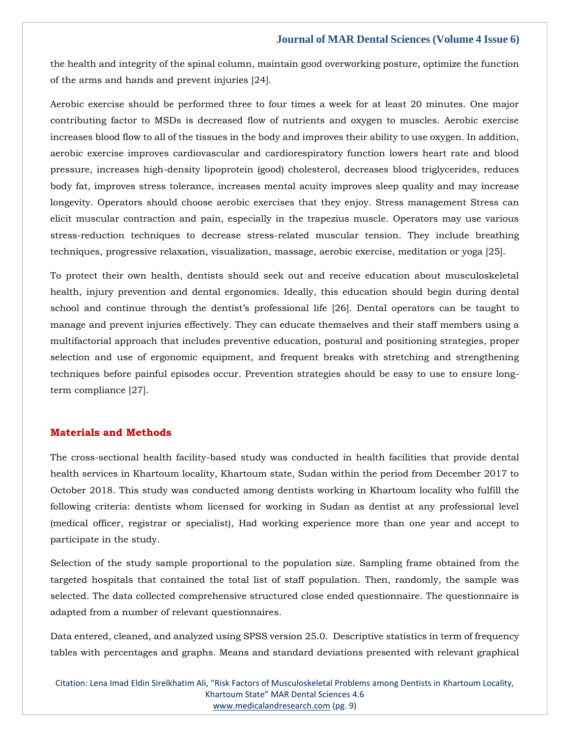the health and integrity of the spinal column, maintain good overworking posture, optimize the function of the arms and hands and prevent injuries [24].

Aerobic exercise should be performed three to four times a week for at least 20 minutes. One major contributing factor to MSDs is decreased flow of nutrients and oxygen to muscles. Aerobic exercise increases blood flow to all of the tissues in the body and improves their ability to use oxygen. In addition, aerobic exercise improves cardiovascular and cardiorespiratory function lowers heart rate and blood pressure, increases high-density lipoprotein (good) cholesterol, decreases blood triglycerides, reduces body fat, improves stress tolerance, increases mental acuity improves sleep quality and may increase longevity. Operators should choose aerobic exercises that they enjoy. Stress management Stress can elicit muscular contraction and pain, especially in the trapezius muscle. Operators may use various stress-reduction techniques to decrease stress-related muscular tension. They include breathing techniques, progressive relaxation, visualization, massage, aerobic exercise, meditation or yoga [25].

To protect their own health, dentists should seek out and receive education about musculoskeletal health, injury prevention and dental ergonomics. Ideally, this education should begin during dental school and continue through the dentist's professional life [26]. Dental operators can be taught to manage and prevent injuries effectively. They can educate themselves and their staff members using a multifactorial approach that includes preventive education, postural and positioning strategies, proper selection and use of ergonomic equipment, and frequent breaks with stretching and strengthening techniques before painful episodes occur. Prevention strategies should be easy to use to ensure long-term compliance [27].

## Materials and Methods

The cross-sectional health facility-based study was conducted in health facilities that provide dental health services in Khartoum locality, Khartoum state, Sudan within the period from December 2017 to October 2018. This study was conducted among dentists working in Khartoum locality who fulfill the following criteria: dentists whom licensed for working in Sudan as dentist at any professional level (medical officer, registrar or specialist), Had working experience more than one year and accept to participate in the study.

Selection of the study sample proportional to the population size. Sampling frame obtained from the targeted hospitals that contained the total list of staff population. Then, randomly, the sample was selected. The data collected comprehensive structured close ended questionnaire. The questionnaire is adapted from a number of relevant questionnaires.

Data entered, cleaned, and analyzed using SPSS version 25.0. Descriptive statistics in term of frequency tables with percentages and graphs. Means and standard deviations presented with relevant graphical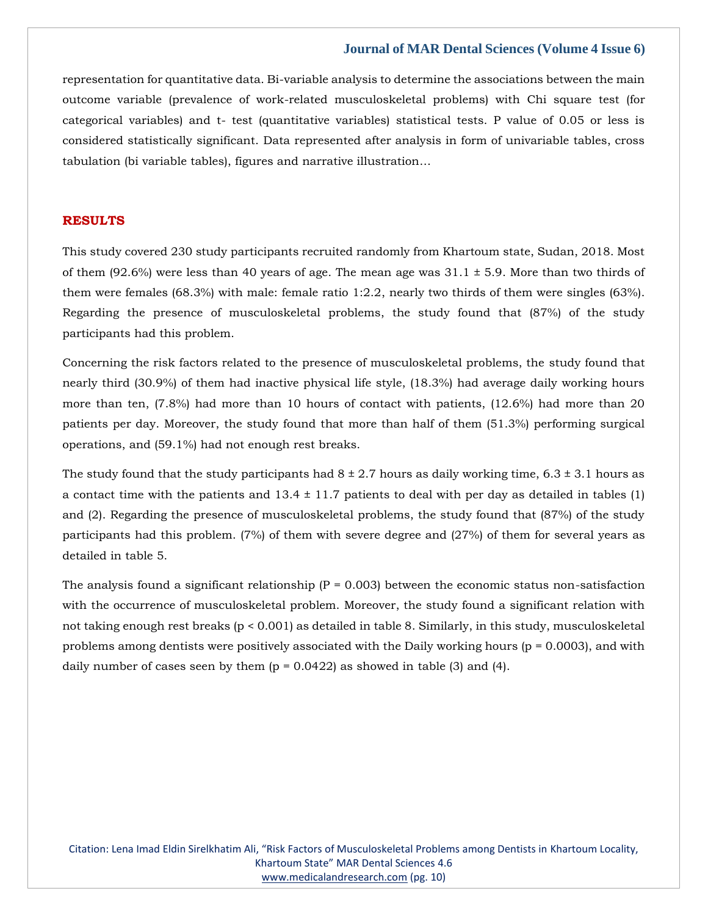representation for quantitative data. Bi-variable analysis to determine the associations between the main outcome variable (prevalence of work-related musculoskeletal problems) with Chi square test (for categorical variables) and t- test (quantitative variables) statistical tests. P value of 0.05 or less is considered statistically significant. Data represented after analysis in form of univariable tables, cross tabulation (bi variable tables), figures and narrative illustration…

## RESULTS

This study covered 230 study participants recruited randomly from Khartoum state, Sudan, 2018. Most of them (92.6%) were less than 40 years of age. The mean age was 31.1 ± 5.9. More than two thirds of them were females (68.3%) with male: female ratio 1:2.2, nearly two thirds of them were singles (63%). Regarding the presence of musculoskeletal problems, the study found that (87%) of the study participants had this problem.

Concerning the risk factors related to the presence of musculoskeletal problems, the study found that nearly third (30.9%) of them had inactive physical life style, (18.3%) had average daily working hours more than ten, (7.8%) had more than 10 hours of contact with patients, (12.6%) had more than 20 patients per day. Moreover, the study found that more than half of them (51.3%) performing surgical operations, and (59.1%) had not enough rest breaks.

The study found that the study participants had 8 ± 2.7 hours as daily working time, 6.3 ± 3.1 hours as a contact time with the patients and 13.4 ± 11.7 patients to deal with per day as detailed in tables (1) and (2). Regarding the presence of musculoskeletal problems, the study found that (87%) of the study participants had this problem. (7%) of them with severe degree and (27%) of them for several years as detailed in table 5.

The analysis found a significant relationship ($P = 0.003$) between the economic status non-satisfaction with the occurrence of musculoskeletal problem. Moreover, the study found a significant relation with not taking enough rest breaks ($p < 0.001$) as detailed in table 8. Similarly, in this study, musculoskeletal problems among dentists were positively associated with the Daily working hours ($p = 0.0003$), and with daily number of cases seen by them ($p = 0.0422$) as showed in table (3) and (4).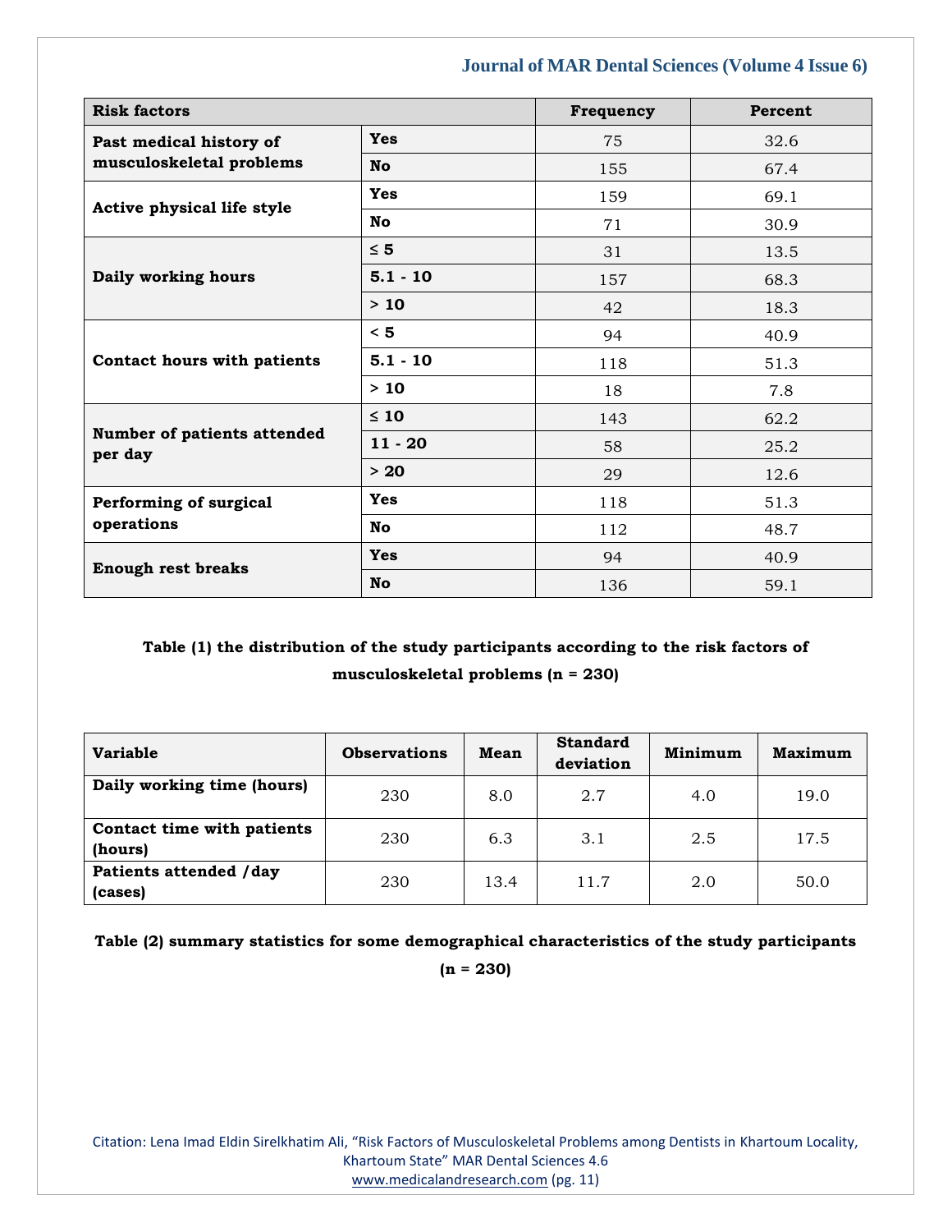| Risk factors | | Frequency | Percent |
|---|---|---|---|
| **Past medical history of musculoskeletal problems** | **Yes** | 75 | 32.6 |
| | **No** | 155 | 67.4 |
| **Active physical life style** | **Yes** | 159 | 69.1 |
| | **No** | 71 | 30.9 |
| **Daily working hours** | **≤ 5** | 31 | 13.5 |
| | **5.1 - 10** | 157 | 68.3 |
| | **> 10** | 42 | 18.3 |
| **Contact hours with patients** | **< 5** | 94 | 40.9 |
| | **5.1 - 10** | 118 | 51.3 |
| | **> 10** | 18 | 7.8 |
| **Number of patients attended per day** | **≤ 10** | 143 | 62.2 |
| | **11 - 20** | 58 | 25.2 |
| | **> 20** | 29 | 12.6 |
| **Performing of surgical operations** | **Yes** | 118 | 51.3 |
| | **No** | 112 | 48.7 |
| **Enough rest breaks** | **Yes** | 94 | 40.9 |
| | **No** | 136 | 59.1 |

**Table (1) the distribution of the study participants according to the risk factors of musculoskeletal problems (n = 230)**

| Variable | Observations | Mean | Standard deviation | Minimum | Maximum |
|---|---|---|---|---|---|
| **Daily working time (hours)** | 230 | 8.0 | 2.7 | 4.0 | 19.0 |
| **Contact time with patients (hours)** | 230 | 6.3 | 3.1 | 2.5 | 17.5 |
| **Patients attended /day (cases)** | 230 | 13.4 | 11.7 | 2.0 | 50.0 |

**Table (2) summary statistics for some demographical characteristics of the study participants (n = 230)**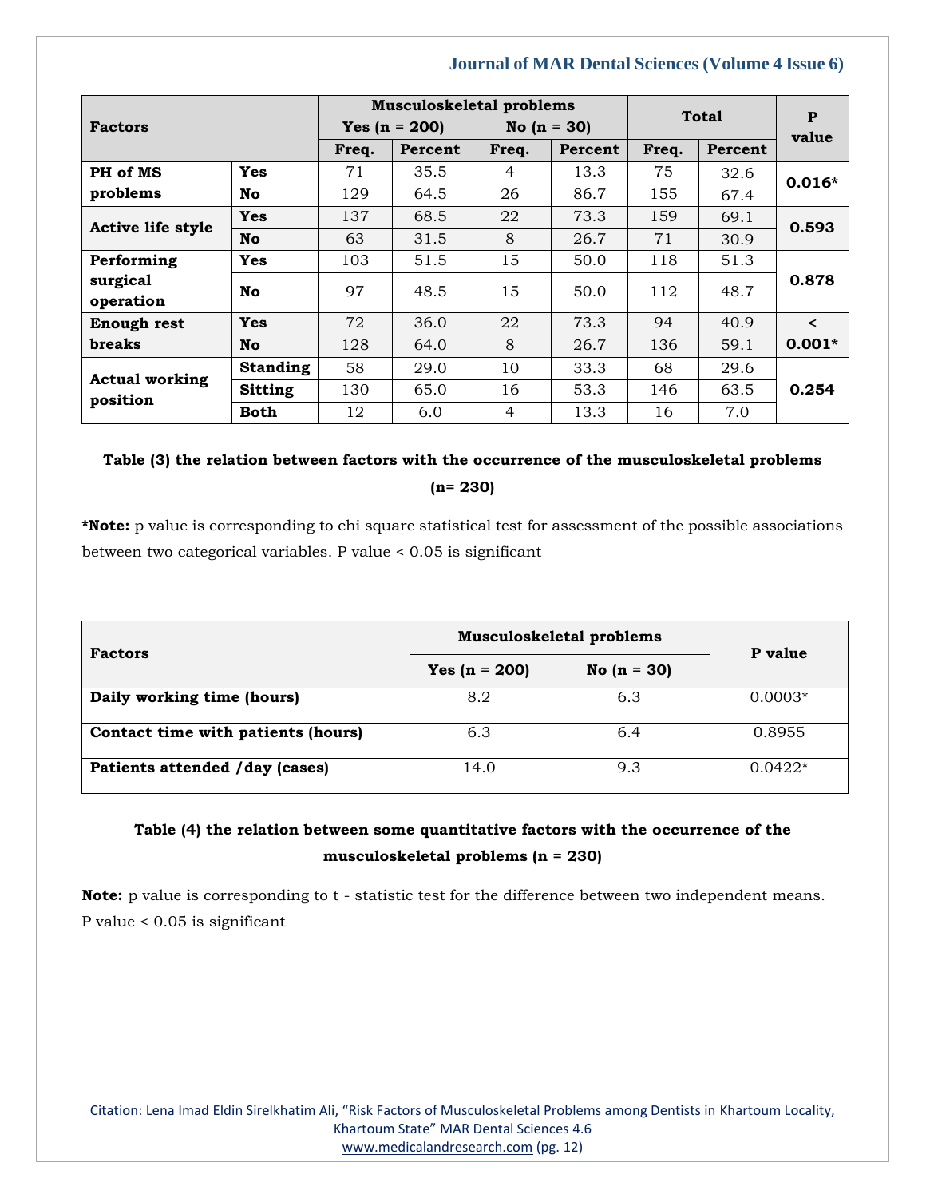| Factors | | Musculoskeletal problems | | | | Total | | P value |
|---|---|---|---|---|---|---|---|---|
| | | Yes (n = 200) | | No (n = 30) | | | | |
| | | Freq. | Percent | Freq. | Percent | Freq. | Percent | |
| PH of MS problems | Yes | 71 | 35.5 | 4 | 13.3 | 75 | 32.6 | **0.016*** |
| | No | 129 | 64.5 | 26 | 86.7 | 155 | 67.4 | |
| Active life style | Yes | 137 | 68.5 | 22 | 73.3 | 159 | 69.1 | **0.593** |
| | No | 63 | 31.5 | 8 | 26.7 | 71 | 30.9 | |
| Performing surgical operation | Yes | 103 | 51.5 | 15 | 50.0 | 118 | 51.3 | **0.878** |
| | No | 97 | 48.5 | 15 | 50.0 | 112 | 48.7 | |
| Enough rest breaks | Yes | 72 | 36.0 | 22 | 73.3 | 94 | 40.9 | **< 0.001*** |
| | No | 128 | 64.0 | 8 | 26.7 | 136 | 59.1 | |
| Actual working position | Standing | 58 | 29.0 | 10 | 33.3 | 68 | 29.6 | **0.254** |
| | Sitting | 130 | 65.0 | 16 | 53.3 | 146 | 63.5 | |
| | Both | 12 | 6.0 | 4 | 13.3 | 16 | 7.0 | |

**Table (3) the relation between factors with the occurrence of the musculoskeletal problems (n= 230)**

***Note:** p value is corresponding to chi square statistical test for assessment of the possible associations between two categorical variables. P value < 0.05 is significant

| Factors | Musculoskeletal problems | | P value |
|---|---|---|---|
| | Yes (n = 200) | No (n = 30) | |
| **Daily working time (hours)** | 8.2 | 6.3 | 0.0003* |
| **Contact time with patients (hours)** | 6.3 | 6.4 | 0.8955 |
| **Patients attended /day (cases)** | 14.0 | 9.3 | 0.0422* |

**Table (4) the relation between some quantitative factors with the occurrence of the musculoskeletal problems (n = 230)**

**Note:** p value is corresponding to t - statistic test for the difference between two independent means. P value < 0.05 is significant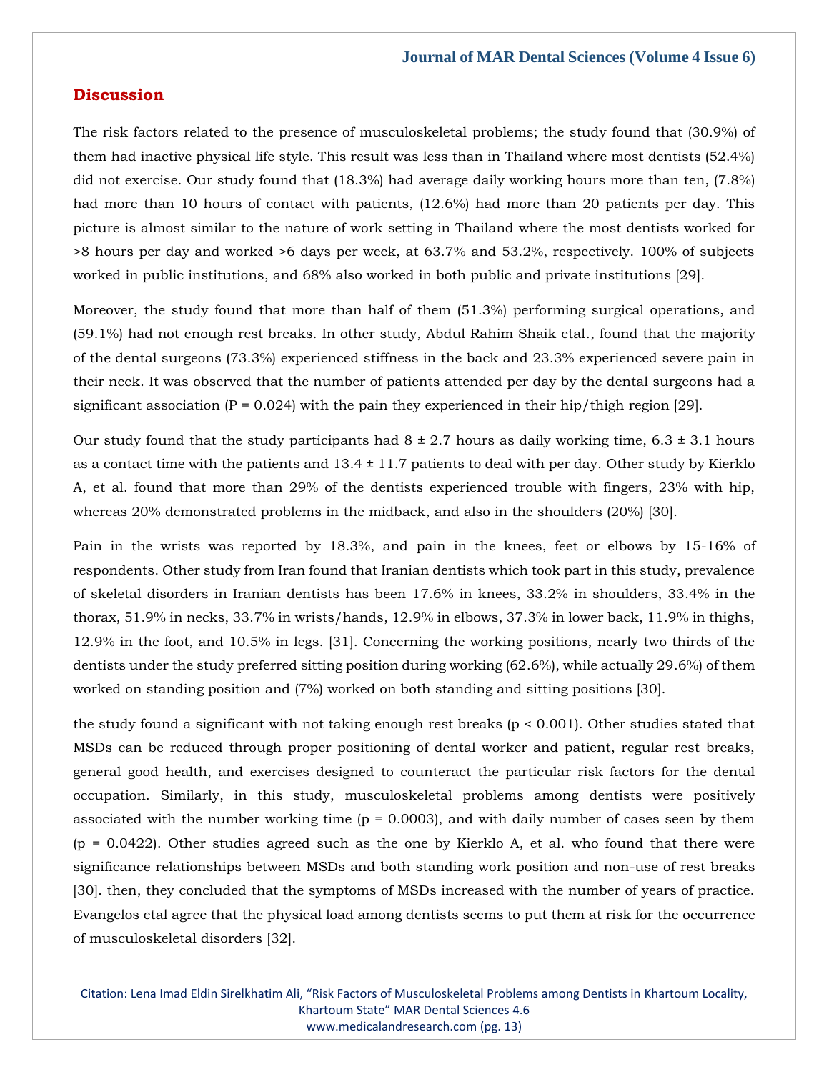## Discussion

The risk factors related to the presence of musculoskeletal problems; the study found that (30.9%) of them had inactive physical life style. This result was less than in Thailand where most dentists (52.4%) did not exercise. Our study found that (18.3%) had average daily working hours more than ten, (7.8%) had more than 10 hours of contact with patients, (12.6%) had more than 20 patients per day. This picture is almost similar to the nature of work setting in Thailand where the most dentists worked for >8 hours per day and worked >6 days per week, at 63.7% and 53.2%, respectively. 100% of subjects worked in public institutions, and 68% also worked in both public and private institutions [29].

Moreover, the study found that more than half of them (51.3%) performing surgical operations, and (59.1%) had not enough rest breaks. In other study, Abdul Rahim Shaik etal., found that the majority of the dental surgeons (73.3%) experienced stiffness in the back and 23.3% experienced severe pain in their neck. It was observed that the number of patients attended per day by the dental surgeons had a significant association (P = 0.024) with the pain they experienced in their hip/thigh region [29].

Our study found that the study participants had 8 ± 2.7 hours as daily working time, 6.3 ± 3.1 hours as a contact time with the patients and 13.4 ± 11.7 patients to deal with per day. Other study by Kierklo A, et al. found that more than 29% of the dentists experienced trouble with fingers, 23% with hip, whereas 20% demonstrated problems in the midback, and also in the shoulders (20%) [30].

Pain in the wrists was reported by 18.3%, and pain in the knees, feet or elbows by 15-16% of respondents. Other study from Iran found that Iranian dentists which took part in this study, prevalence of skeletal disorders in Iranian dentists has been 17.6% in knees, 33.2% in shoulders, 33.4% in the thorax, 51.9% in necks, 33.7% in wrists/hands, 12.9% in elbows, 37.3% in lower back, 11.9% in thighs, 12.9% in the foot, and 10.5% in legs. [31]. Concerning the working positions, nearly two thirds of the dentists under the study preferred sitting position during working (62.6%), while actually 29.6%) of them worked on standing position and (7%) worked on both standing and sitting positions [30].

the study found a significant with not taking enough rest breaks (p < 0.001). Other studies stated that MSDs can be reduced through proper positioning of dental worker and patient, regular rest breaks, general good health, and exercises designed to counteract the particular risk factors for the dental occupation. Similarly, in this study, musculoskeletal problems among dentists were positively associated with the number working time (p = 0.0003), and with daily number of cases seen by them (p = 0.0422). Other studies agreed such as the one by Kierklo A, et al. who found that there were significance relationships between MSDs and both standing work position and non-use of rest breaks [30]. then, they concluded that the symptoms of MSDs increased with the number of years of practice. Evangelos etal agree that the physical load among dentists seems to put them at risk for the occurrence of musculoskeletal disorders [32].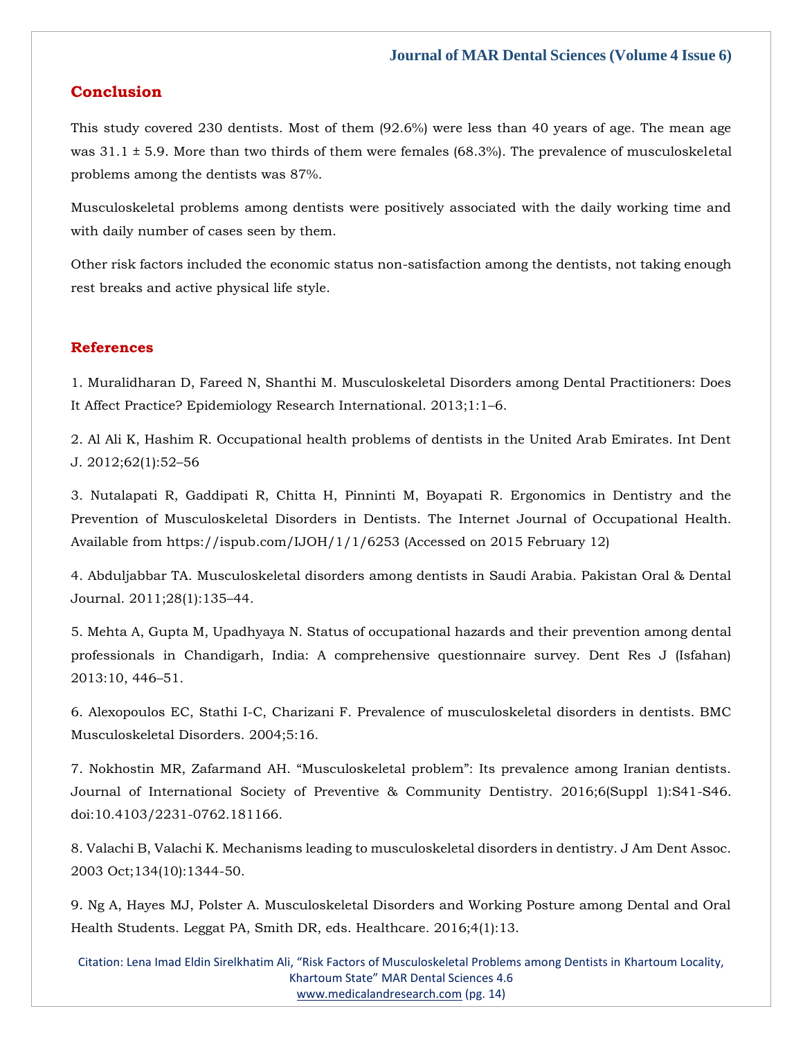## Conclusion

This study covered 230 dentists. Most of them (92.6%) were less than 40 years of age. The mean age was 31.1 ± 5.9. More than two thirds of them were females (68.3%). The prevalence of musculoskeletal problems among the dentists was 87%.

Musculoskeletal problems among dentists were positively associated with the daily working time and with daily number of cases seen by them.

Other risk factors included the economic status non-satisfaction among the dentists, not taking enough rest breaks and active physical life style.

## References

1. Muralidharan D, Fareed N, Shanthi M. Musculoskeletal Disorders among Dental Practitioners: Does It Affect Practice? Epidemiology Research International. 2013;1:1–6.

2. Al Ali K, Hashim R. Occupational health problems of dentists in the United Arab Emirates. Int Dent J. 2012;62(1):52–56

3. Nutalapati R, Gaddipati R, Chitta H, Pinninti M, Boyapati R. Ergonomics in Dentistry and the Prevention of Musculoskeletal Disorders in Dentists. The Internet Journal of Occupational Health. Available from https://ispub.com/IJOH/1/1/6253 (Accessed on 2015 February 12)

4. Abduljabbar TA. Musculoskeletal disorders among dentists in Saudi Arabia. Pakistan Oral & Dental Journal. 2011;28(1):135–44.

5. Mehta A, Gupta M, Upadhyaya N. Status of occupational hazards and their prevention among dental professionals in Chandigarh, India: A comprehensive questionnaire survey. Dent Res J (Isfahan) 2013:10, 446–51.

6. Alexopoulos EC, Stathi I-C, Charizani F. Prevalence of musculoskeletal disorders in dentists. BMC Musculoskeletal Disorders. 2004;5:16.

7. Nokhostin MR, Zafarmand AH. "Musculoskeletal problem": Its prevalence among Iranian dentists. Journal of International Society of Preventive & Community Dentistry. 2016;6(Suppl 1):S41-S46. doi:10.4103/2231-0762.181166.

8. Valachi B, Valachi K. Mechanisms leading to musculoskeletal disorders in dentistry. J Am Dent Assoc. 2003 Oct;134(10):1344-50.

9. Ng A, Hayes MJ, Polster A. Musculoskeletal Disorders and Working Posture among Dental and Oral Health Students. Leggat PA, Smith DR, eds. Healthcare. 2016;4(1):13.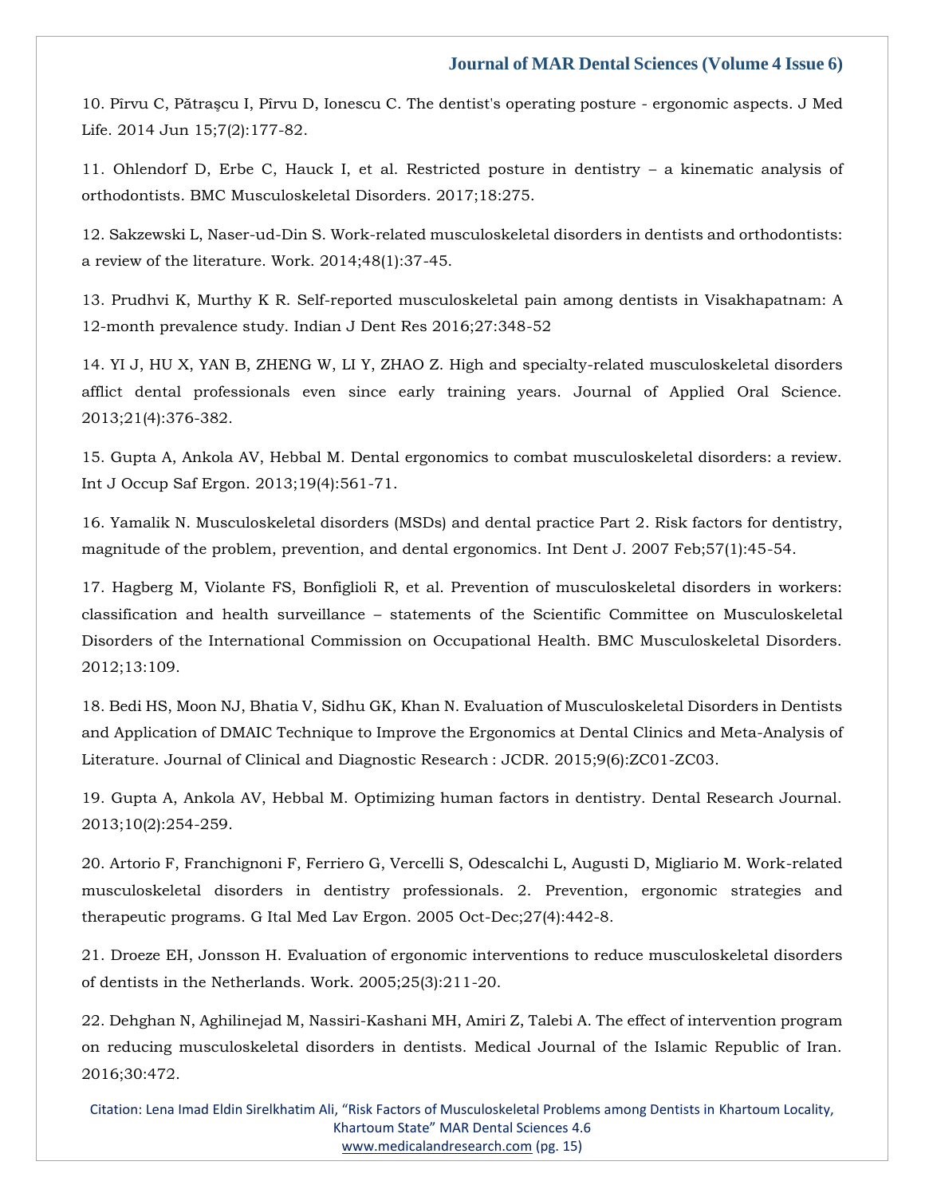10. Pîrvu C, Pătraşcu I, Pîrvu D, Ionescu C. The dentist's operating posture - ergonomic aspects. J Med Life. 2014 Jun 15;7(2):177-82.

11. Ohlendorf D, Erbe C, Hauck I, et al. Restricted posture in dentistry – a kinematic analysis of orthodontists. BMC Musculoskeletal Disorders. 2017;18:275.

12. Sakzewski L, Naser-ud-Din S. Work-related musculoskeletal disorders in dentists and orthodontists: a review of the literature. Work. 2014;48(1):37-45.

13. Prudhvi K, Murthy K R. Self-reported musculoskeletal pain among dentists in Visakhapatnam: A 12-month prevalence study. Indian J Dent Res 2016;27:348-52

14. YI J, HU X, YAN B, ZHENG W, LI Y, ZHAO Z. High and specialty-related musculoskeletal disorders afflict dental professionals even since early training years. Journal of Applied Oral Science. 2013;21(4):376-382.

15. Gupta A, Ankola AV, Hebbal M. Dental ergonomics to combat musculoskeletal disorders: a review. Int J Occup Saf Ergon. 2013;19(4):561-71.

16. Yamalik N. Musculoskeletal disorders (MSDs) and dental practice Part 2. Risk factors for dentistry, magnitude of the problem, prevention, and dental ergonomics. Int Dent J. 2007 Feb;57(1):45-54.

17. Hagberg M, Violante FS, Bonfiglioli R, et al. Prevention of musculoskeletal disorders in workers: classification and health surveillance – statements of the Scientific Committee on Musculoskeletal Disorders of the International Commission on Occupational Health. BMC Musculoskeletal Disorders. 2012;13:109.

18. Bedi HS, Moon NJ, Bhatia V, Sidhu GK, Khan N. Evaluation of Musculoskeletal Disorders in Dentists and Application of DMAIC Technique to Improve the Ergonomics at Dental Clinics and Meta-Analysis of Literature. Journal of Clinical and Diagnostic Research : JCDR. 2015;9(6):ZC01-ZC03.

19. Gupta A, Ankola AV, Hebbal M. Optimizing human factors in dentistry. Dental Research Journal. 2013;10(2):254-259.

20. Artorio F, Franchignoni F, Ferriero G, Vercelli S, Odescalchi L, Augusti D, Migliario M. Work-related musculoskeletal disorders in dentistry professionals. 2. Prevention, ergonomic strategies and therapeutic programs. G Ital Med Lav Ergon. 2005 Oct-Dec;27(4):442-8.

21. Droeze EH, Jonsson H. Evaluation of ergonomic interventions to reduce musculoskeletal disorders of dentists in the Netherlands. Work. 2005;25(3):211-20.

22. Dehghan N, Aghilinejad M, Nassiri-Kashani MH, Amiri Z, Talebi A. The effect of intervention program on reducing musculoskeletal disorders in dentists. Medical Journal of the Islamic Republic of Iran. 2016;30:472.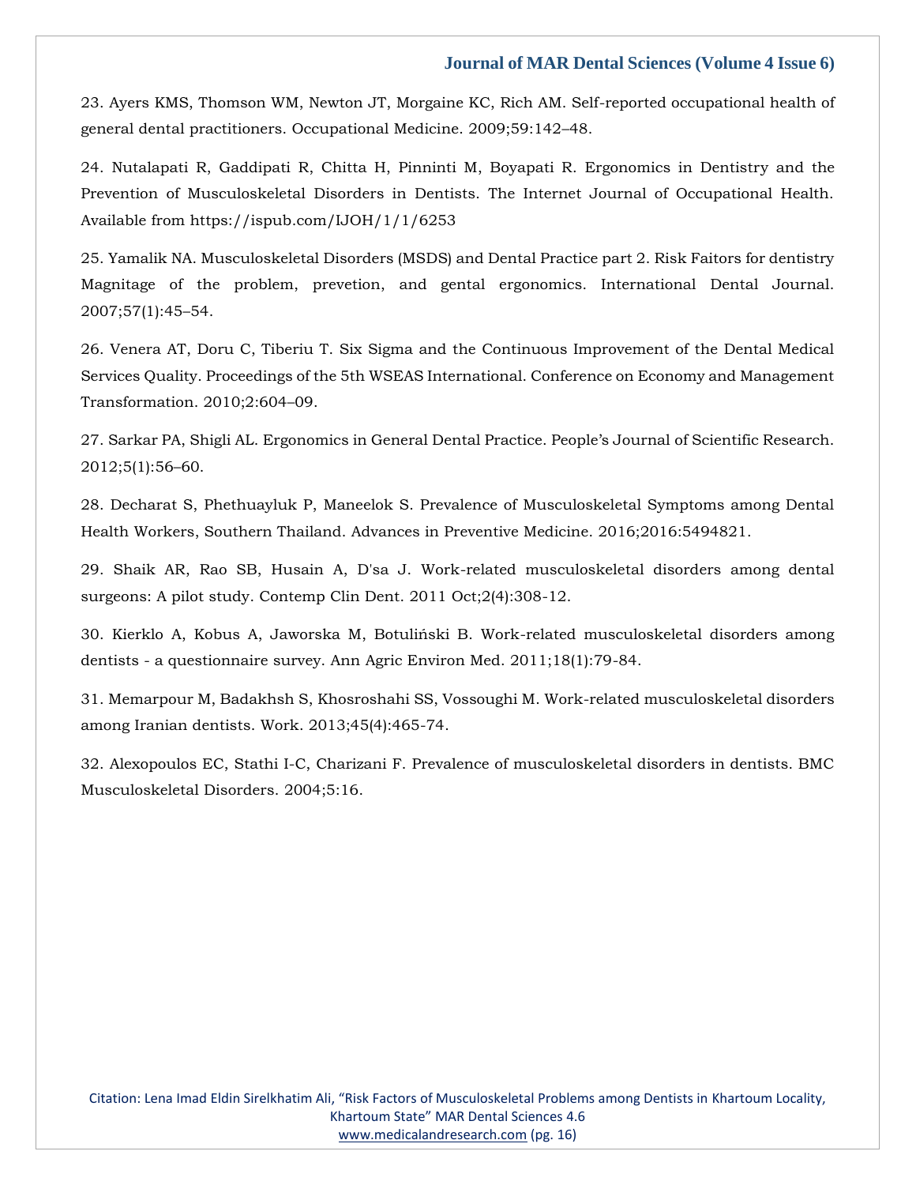23. Ayers KMS, Thomson WM, Newton JT, Morgaine KC, Rich AM. Self-reported occupational health of general dental practitioners. Occupational Medicine. 2009;59:142–48.

24. Nutalapati R, Gaddipati R, Chitta H, Pinninti M, Boyapati R. Ergonomics in Dentistry and the Prevention of Musculoskeletal Disorders in Dentists. The Internet Journal of Occupational Health. Available from https://ispub.com/IJOH/1/1/6253

25. Yamalik NA. Musculoskeletal Disorders (MSDS) and Dental Practice part 2. Risk Faitors for dentistry Magnitage of the problem, prevetion, and gental ergonomics. International Dental Journal. 2007;57(1):45–54.

26. Venera AT, Doru C, Tiberiu T. Six Sigma and the Continuous Improvement of the Dental Medical Services Quality. Proceedings of the 5th WSEAS International. Conference on Economy and Management Transformation. 2010;2:604–09.

27. Sarkar PA, Shigli AL. Ergonomics in General Dental Practice. People's Journal of Scientific Research. 2012;5(1):56–60.

28. Decharat S, Phethuayluk P, Maneelok S. Prevalence of Musculoskeletal Symptoms among Dental Health Workers, Southern Thailand. Advances in Preventive Medicine. 2016;2016:5494821.

29. Shaik AR, Rao SB, Husain A, D'sa J. Work-related musculoskeletal disorders among dental surgeons: A pilot study. Contemp Clin Dent. 2011 Oct;2(4):308-12.

30. Kierklo A, Kobus A, Jaworska M, Botuliński B. Work-related musculoskeletal disorders among dentists - a questionnaire survey. Ann Agric Environ Med. 2011;18(1):79-84.

31. Memarpour M, Badakhsh S, Khosroshahi SS, Vossoughi M. Work-related musculoskeletal disorders among Iranian dentists. Work. 2013;45(4):465-74.

32. Alexopoulos EC, Stathi I-C, Charizani F. Prevalence of musculoskeletal disorders in dentists. BMC Musculoskeletal Disorders. 2004;5:16.